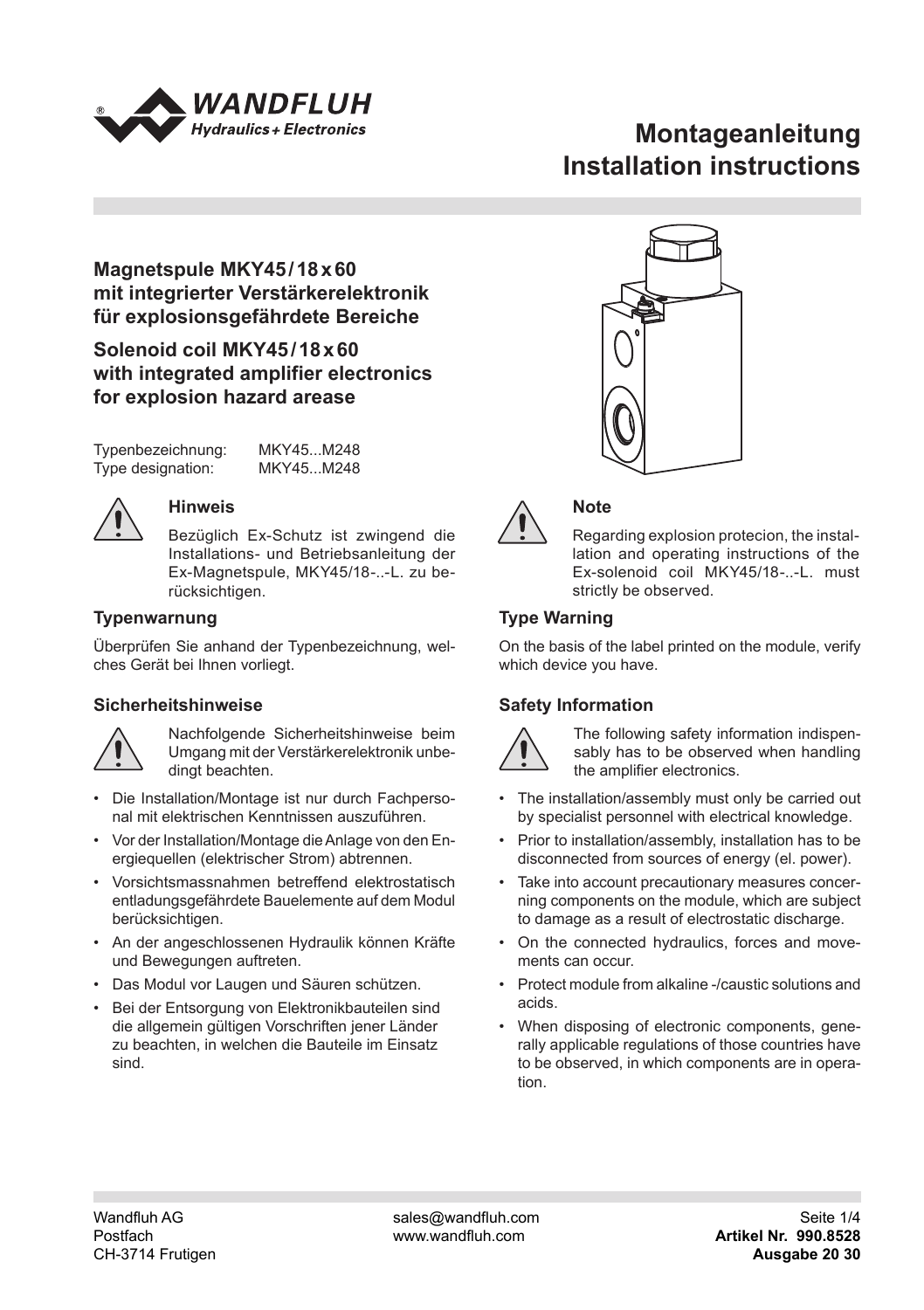# Montageanleitung
# Installation instructions

## Magnetspule MKY45 / 18 x 60 mit integrierter Verstärkerelektronik für explosionsgefährdete Bereiche

## Solenoid coil MKY45 / 18 x 60 with integrated amplifier electronics for explosion hazard arease

| | |
|---|---|
| Typenbezeichnung: | MKY45...M248 |
| Type designation: | MKY45...M248 |

### Hinweis

Bezüglich Ex-Schutz ist zwingend die Installations- und Betriebsanleitung der Ex-Magnetspule, MKY45/18-..-L. zu berücksichtigen.

### Typenwarnung

Überprüfen Sie anhand der Typenbezeichnung, welches Gerät bei Ihnen vorliegt.

### Sicherheitshinweise

Nachfolgende Sicherheitshinweise beim Umgang mit der Verstärkerelektronik unbedingt beachten.

- Die Installation/Montage ist nur durch Fachpersonal mit elektrischen Kenntnissen auszuführen.
- Vor der Installation/Montage die Anlage von den Energiequellen (elektrischer Strom) abtrennen.
- Vorsichtsmassnahmen betreffend elektrostatisch entladungsgefährdete Bauelemente auf dem Modul berücksichtigen.
- An der angeschlossenen Hydraulik können Kräfte und Bewegungen auftreten.
- Das Modul vor Laugen und Säuren schützen.
- Bei der Entsorgung von Elektronikbauteilen sind die allgemein gültigen Vorschriften jener Länder zu beachten, in welchen die Bauteile im Einsatz sind.

### Note

Regarding explosion protecion, the installation and operating instructions of the Ex-solenoid coil MKY45/18-..-L. must strictly be observed.

### Type Warning

On the basis of the label printed on the module, verify which device you have.

### Safety Information

The following safety information indispensably has to be observed when handling the amplifier electronics.

- The installation/assembly must only be carried out by specialist personnel with electrical knowledge.
- Prior to installation/assembly, installation has to be disconnected from sources of energy (el. power).
- Take into account precautionary measures concerning components on the module, which are subject to damage as a result of electrostatic discharge.
- On the connected hydraulics, forces and movements can occur.
- Protect module from alkaline -/caustic solutions and acids.
- When disposing of electronic components, generally applicable regulations of those countries have to be observed, in which components are in operation.

Wandfluh AG
Postfach
CH-3714 Frutigen

sales@wandfluh.com
www.wandfluh.com

**Artikel Nr. 990.8528**
**Ausgabe 20 30**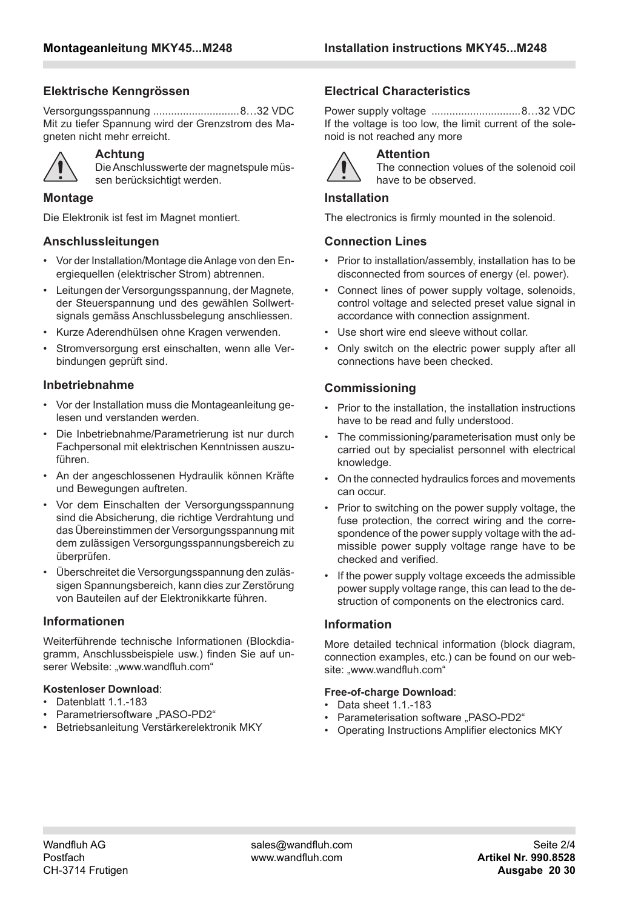## Elektrische Kenngrössen

Versorgungsspannung ............................8…32 VDC
Mit zu tiefer Spannung wird der Grenzstrom des Magneten nicht mehr erreicht.

**Achtung**
Die Anschlusswerte der magnetspule müssen berücksichtigt werden.

## Montage

Die Elektronik ist fest im Magnet montiert.

## Anschlussleitungen

- Vor der Installation/Montage die Anlage von den Energiequellen (elektrischer Strom) abtrennen.
- Leitungen der Versorgungsspannung, der Magnete, der Steuerspannung und des gewählen Sollwertsignals gemäss Anschlussbelegung anschliessen.
- Kurze Aderendhülsen ohne Kragen verwenden.
- Stromversorgung erst einschalten, wenn alle Verbindungen geprüft sind.

## Inbetriebnahme

- Vor der Installation muss die Montageanleitung gelesen und verstanden werden.
- Die Inbetriebnahme/Parametrierung ist nur durch Fachpersonal mit elektrischen Kenntnissen auszuführen.
- An der angeschlossenen Hydraulik können Kräfte und Bewegungen auftreten.
- Vor dem Einschalten der Versorgungsspannung sind die Absicherung, die richtige Verdrahtung und das Übereinstimmen der Versorgungsspannung mit dem zulässigen Versorgungsspannungsbereich zu überprüfen.
- Überschreitet die Versorgungsspannung den zulässigen Spannungsbereich, kann dies zur Zerstörung von Bauteilen auf der Elektronikkarte führen.

## Informationen

Weiterführende technische Informationen (Blockdiagramm, Anschlussbeispiele usw.) finden Sie auf unserer Website: „www.wandfluh.com"

**Kostenloser Download**:
- Datenblatt 1.1.-183
- Parametriersoftware „PASO-PD2"
- Betriebsanleitung Verstärkerelektronik MKY

## Electrical Characteristics

Power supply voltage .............................8…32 VDC
If the voltage is too low, the limit current of the solenoid is not reached any more

**Attention**
The connection volues of the solenoid coil have to be observed.

## Installation

The electronics is firmly mounted in the solenoid.

## Connection Lines

- Prior to installation/assembly, installation has to be disconnected from sources of energy (el. power).
- Connect lines of power supply voltage, solenoids, control voltage and selected preset value signal in accordance with connection assignment.
- Use short wire end sleeve without collar.
- Only switch on the electric power supply after all connections have been checked.

## Commissioning

- Prior to the installation, the installation instructions have to be read and fully understood.
- The commissioning/parameterisation must only be carried out by specialist personnel with electrical knowledge.
- On the connected hydraulics forces and movements can occur.
- Prior to switching on the power supply voltage, the fuse protection, the correct wiring and the correspondence of the power supply voltage with the admissible power supply voltage range have to be checked and verified.
- If the power supply voltage exceeds the admissible power supply voltage range, this can lead to the destruction of components on the electronics card.

## Information

More detailed technical information (block diagram, connection examples, etc.) can be found on our website: „www.wandfluh.com"

**Free-of-charge Download**:
- Data sheet 1.1.-183
- Parameterisation software „PASO-PD2"
- Operating Instructions Amplifier electonics MKY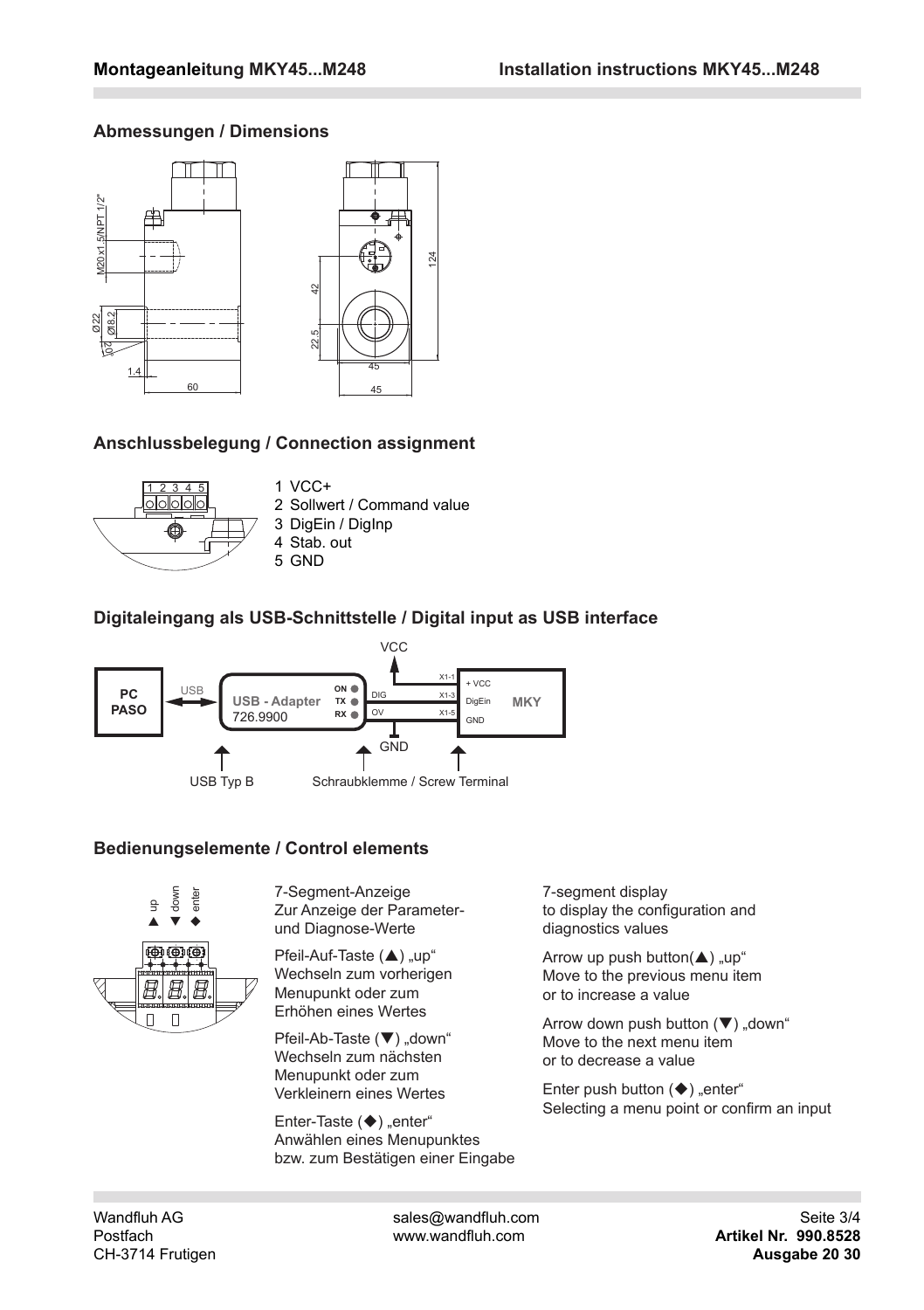## Abmessungen / Dimensions

## Anschlussbelegung / Connection assignment

1 VCC+
2 Sollwert / Command value
3 DigEin / DigInp
4 Stab. out
5 GND

## Digitaleingang als USB-Schnittstelle / Digital input as USB interface

## Bedienungselemente / Control elements

7-Segment-Anzeige
Zur Anzeige der Parameter- und Diagnose-Werte

7-segment display
to display the configuration and diagnostics values

Pfeil-Auf-Taste (▲) „up"
Wechseln zum vorherigen Menupunkt oder zum Erhöhen eines Wertes

Arrow up push button(▲) „up"
Move to the previous menu item or to increase a value

Pfeil-Ab-Taste (▼) „down"
Wechseln zum nächsten Menupunkt oder zum Verkleinern eines Wertes

Arrow down push button (▼) „down"
Move to the next menu item or to decrease a value

Enter-Taste (◆) „enter"
Anwählen eines Menupunktes bzw. zum Bestätigen einer Eingabe

Enter push button (◆) „enter"
Selecting a menu point or confirm an input

Wandfluh AG
Postfach
CH-3714 Frutigen

sales@wandfluh.com
www.wandfluh.com

**Artikel Nr. 990.8528**
**Ausgabe 20 30**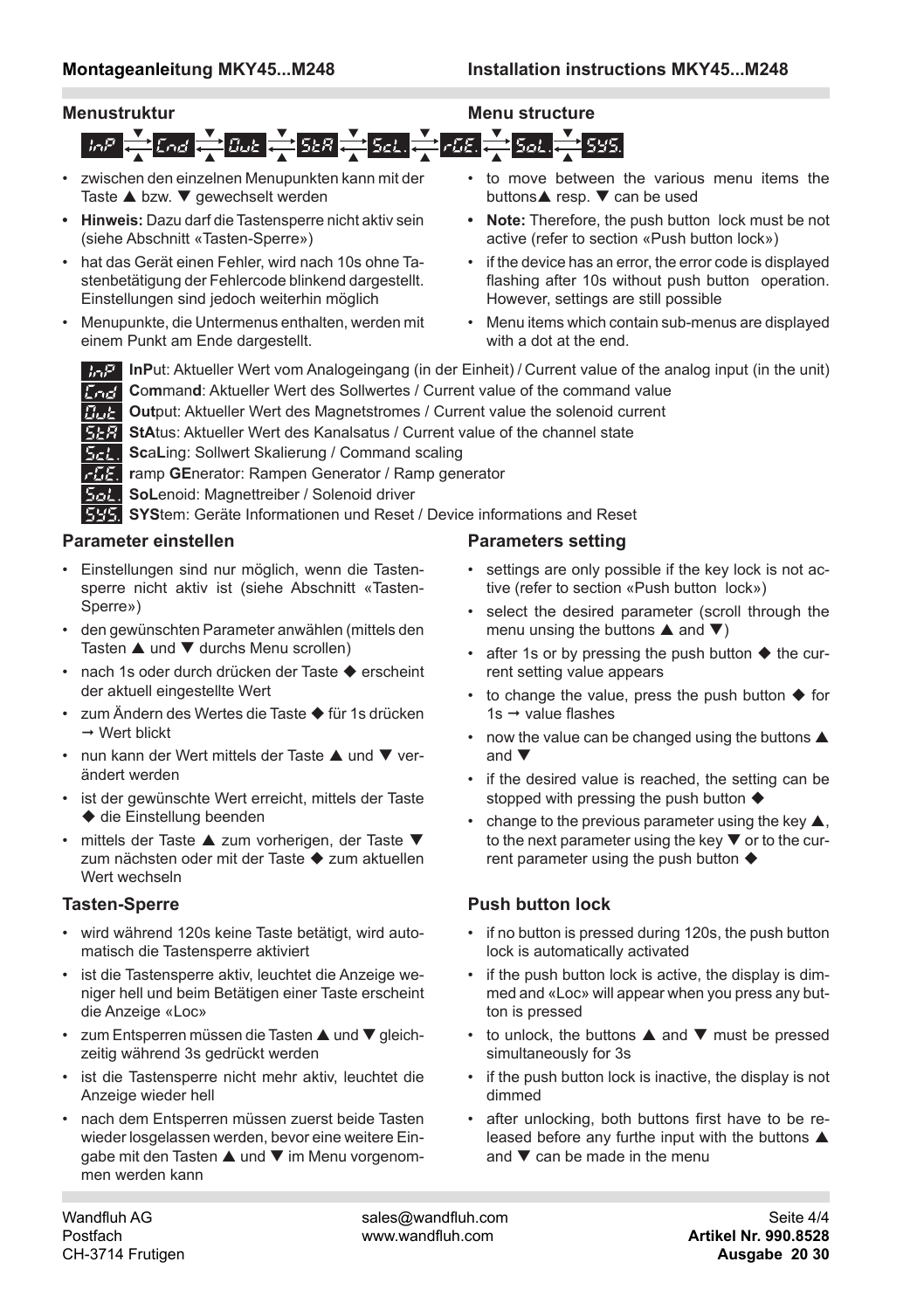## Montageanleitung MKY45...M248

## Installation instructions MKY45...M248

### Menustruktur

### Menu structure

InP ⇄ Cnd ⇄ Out ⇄ StA ⇄ ScL. ⇄ rGE. ⇄ SoL. ⇄ SYS.

- zwischen den einzelnen Menupunkten kann mit der Taste ▲ bzw. ▼ gewechselt werden
- **Hinweis:** Dazu darf die Tastensperre nicht aktiv sein (siehe Abschnitt «Tasten-Sperre»)
- hat das Gerät einen Fehler, wird nach 10s ohne Tastenbetätigung der Fehlercode blinkend dargestellt. Einstellungen sind jedoch weiterhin möglich
- Menupunkte, die Untermenus enthalten, werden mit einem Punkt am Ende dargestellt.

- to move between the various menu items the buttons▲ resp. ▼ can be used
- **Note:** Therefore, the push button lock must be not active (refer to section «Push button lock»)
- if the device has an error, the error code is displayed flashing after 10s without push button operation. However, settings are still possible
- Menu items which contain sub-menus are displayed with a dot at the end.

InP **InP**ut: Aktueller Wert vom Analogeingang (in der Einheit) / Current value of the analog input (in the unit)
Cnd **C**o**m**man**d**: Aktueller Wert des Sollwertes / Current value of the command value
Out **Out**put: Aktueller Wert des Magnetstromes / Current value the solenoid current
StA **StA**tus: Aktueller Wert des Kanalsatus / Current value of the channel state
ScL. **S**ca**L**ing: Sollwert Skalierung / Command scaling
rGE. **r**amp **GE**nerator: Rampen Generator / Ramp generator
SoL. **SoL**enoid: Magnettreiber / Solenoid driver
SYS. **SYS**tem: Geräte Informationen und Reset / Device informations and Reset

### Parameter einstellen

- Einstellungen sind nur möglich, wenn die Tastensperre nicht aktiv ist (siehe Abschnitt «Tasten-Sperre»)
- den gewünschten Parameter anwählen (mittels den Tasten ▲ und ▼ durchs Menu scrollen)
- nach 1s oder durch drücken der Taste ◆ erscheint der aktuell eingestellte Wert
- zum Ändern des Wertes die Taste ◆ für 1s drücken → Wert blickt
- nun kann der Wert mittels der Taste ▲ und ▼ verändert werden
- ist der gewünschte Wert erreicht, mittels der Taste ◆ die Einstellung beenden
- mittels der Taste ▲ zum vorherigen, der Taste ▼ zum nächsten oder mit der Taste ◆ zum aktuellen Wert wechseln

### Parameters setting

- settings are only possible if the key lock is not active (refer to section «Push button lock»)
- select the desired parameter (scroll through the menu unsing the buttons ▲ and ▼)
- after 1s or by pressing the push button ◆ the current setting value appears
- to change the value, press the push button ◆ for 1s → value flashes
- now the value can be changed using the buttons ▲ and ▼
- if the desired value is reached, the setting can be stopped with pressing the push button ◆
- change to the previous parameter using the key ▲, to the next parameter using the key ▼ or to the current parameter using the push button ◆

### Tasten-Sperre

- wird während 120s keine Taste betätigt, wird automatisch die Tastensperre aktiviert
- ist die Tastensperre aktiv, leuchtet die Anzeige weniger hell und beim Betätigen einer Taste erscheint die Anzeige «Loc»
- zum Entsperren müssen die Tasten ▲ und ▼ gleichzeitig während 3s gedrückt werden
- ist die Tastensperre nicht mehr aktiv, leuchtet die Anzeige wieder hell
- nach dem Entsperren müssen zuerst beide Tasten wieder losgelassen werden, bevor eine weitere Eingabe mit den Tasten ▲ und ▼ im Menu vorgenommen werden kann

### Push button lock

- if no button is pressed during 120s, the push button lock is automatically activated
- if the push button lock is active, the display is dimmed and «Loc» will appear when you press any button is pressed
- to unlock, the buttons ▲ and ▼ must be pressed simultaneously for 3s
- if the push button lock is inactive, the display is not dimmed
- after unlocking, both buttons first have to be released before any furthe input with the buttons ▲ and ▼ can be made in the menu

Wandfluh AG
Postfach
CH-3714 Frutigen

sales@wandfluh.com
www.wandfluh.com

**Artikel Nr. 990.8528**
**Ausgabe 20 30**